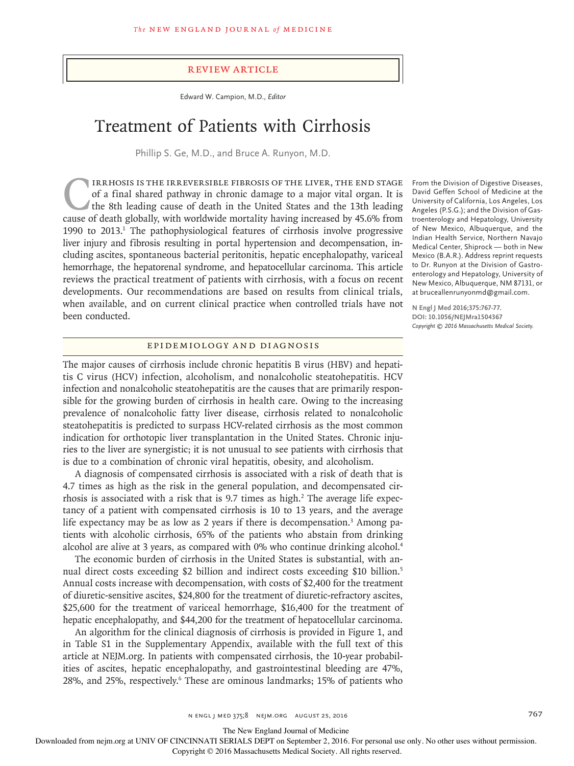REVIEW ARTICLE

Edward W. Campion, M.D., *Editor*

# Treatment of Patients with Cirrhosis

Phillip S. Ge, M.D., and Bruce A. Runyon, M.D.

From the Division of Digestive Diseases, David Geffen School of Medicine at the University of California, Los Angeles, Los Angeles (P.S.G.); and the Division of Gastroenterology and Hepatology, University of New Mexico, Albuquerque, and the Indian Health Service, Northern Navajo Medical Center, Shiprock — both in New Mexico (B.A.R.). Address reprint requests to Dr. Runyon at the Division of Gastroenterology and Hepatology, University of New Mexico, Albuquerque, NM 87131, or at bruceallenrunyonmd@gmail.com.

**N Engl J Med 2016;375:767-77.**
**DOI: 10.1056/NEJMra1504367**
*Copyright © 2016 Massachusetts Medical Society.*

Cirrhosis is the irreversible fibrosis of the liver, the end stage of a final shared pathway in chronic damage to a major vital organ. It is the 8th leading cause of death in the United States and the 13th leading cause of death globally, with worldwide mortality having increased by 45.6% from 1990 to 2013.[1] The pathophysiological features of cirrhosis involve progressive liver injury and fibrosis resulting in portal hypertension and decompensation, including ascites, spontaneous bacterial peritonitis, hepatic encephalopathy, variceal hemorrhage, the hepatorenal syndrome, and hepatocellular carcinoma. This article reviews the practical treatment of patients with cirrhosis, with a focus on recent developments. Our recommendations are based on results from clinical trials, when available, and on current clinical practice when controlled trials have not been conducted.

## EPIDEMIOLOGY AND DIAGNOSIS

The major causes of cirrhosis include chronic hepatitis B virus (HBV) and hepatitis C virus (HCV) infection, alcoholism, and nonalcoholic steatohepatitis. HCV infection and nonalcoholic steatohepatitis are the causes that are primarily responsible for the growing burden of cirrhosis in health care. Owing to the increasing prevalence of nonalcoholic fatty liver disease, cirrhosis related to nonalcoholic steatohepatitis is predicted to surpass HCV-related cirrhosis as the most common indication for orthotopic liver transplantation in the United States. Chronic injuries to the liver are synergistic; it is not unusual to see patients with cirrhosis that is due to a combination of chronic viral hepatitis, obesity, and alcoholism.

A diagnosis of compensated cirrhosis is associated with a risk of death that is 4.7 times as high as the risk in the general population, and decompensated cirrhosis is associated with a risk that is 9.7 times as high.[2] The average life expectancy of a patient with compensated cirrhosis is 10 to 13 years, and the average life expectancy may be as low as 2 years if there is decompensation.[3] Among patients with alcoholic cirrhosis, 65% of the patients who abstain from drinking alcohol are alive at 3 years, as compared with 0% who continue drinking alcohol.[4]

The economic burden of cirrhosis in the United States is substantial, with annual direct costs exceeding $2 billion and indirect costs exceeding $10 billion.[5] Annual costs increase with decompensation, with costs of $2,400 for the treatment of diuretic-sensitive ascites, $24,800 for the treatment of diuretic-refractory ascites, $25,600 for the treatment of variceal hemorrhage, $16,400 for the treatment of hepatic encephalopathy, and $44,200 for the treatment of hepatocellular carcinoma.

An algorithm for the clinical diagnosis of cirrhosis is provided in Figure 1, and in Table S1 in the Supplementary Appendix, available with the full text of this article at NEJM.org. In patients with compensated cirrhosis, the 10-year probabilities of ascites, hepatic encephalopathy, and gastrointestinal bleeding are 47%, 28%, and 25%, respectively.[6] These are ominous landmarks; 15% of patients who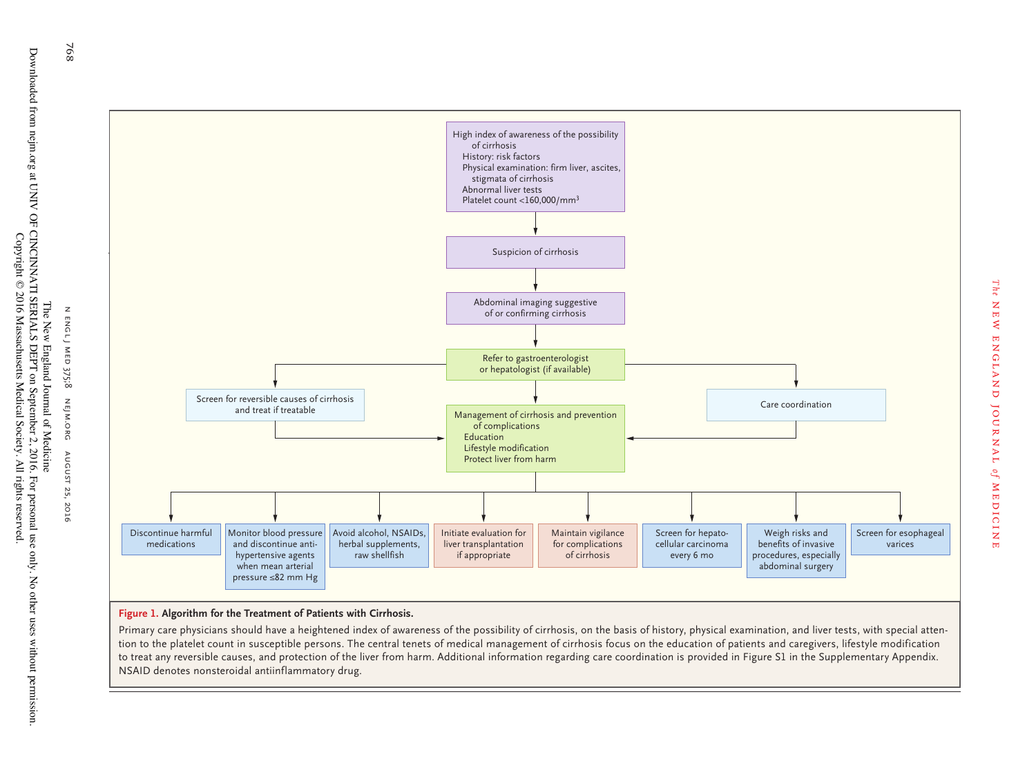High index of awareness of the possibility of cirrhosis
- History: risk factors
- Physical examination: firm liver, ascites, stigmata of cirrhosis
- Abnormal liver tests
- Platelet count <160,000/mm$^3$

↓

Suspicion of cirrhosis

↓

Abdominal imaging suggestive of or confirming cirrhosis

↓

Refer to gastroenterologist or hepatologist (if available)

→ Screen for reversible causes of cirrhosis and treat if treatable

→ Care coordination

↓

Management of cirrhosis and prevention of complications
- Education
- Lifestyle modification
- Protect liver from harm

↓

- Discontinue harmful medications
- Monitor blood pressure and discontinue antihypertensive agents when mean arterial pressure ≤82 mm Hg
- Avoid alcohol, NSAIDs, herbal supplements, raw shellfish
- Initiate evaluation for liver transplantation if appropriate
- Maintain vigilance for complications of cirrhosis
- Screen for hepatocellular carcinoma every 6 mo
- Weigh risks and benefits of invasive procedures, especially abdominal surgery
- Screen for esophageal varices

**Figure 1. Algorithm for the Treatment of Patients with Cirrhosis.**

Primary care physicians should have a heightened index of awareness of the possibility of cirrhosis, on the basis of history, physical examination, and liver tests, with special attention to the platelet count in susceptible persons. The central tenets of medical management of cirrhosis focus on the education of patients and caregivers, lifestyle modification to treat any reversible causes, and protection of the liver from harm. Additional information regarding care coordination is provided in Figure S1 in the Supplementary Appendix. NSAID denotes nonsteroidal antiinflammatory drug.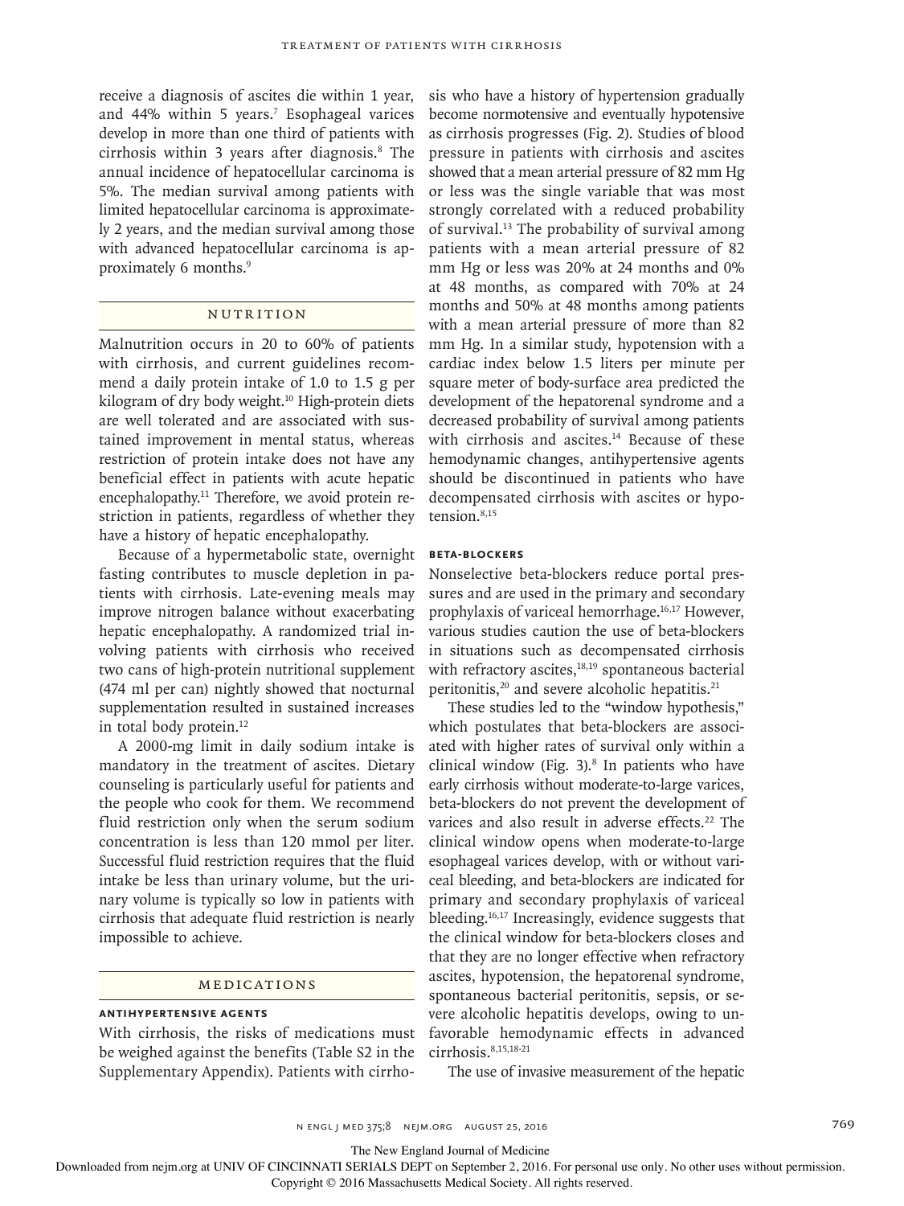receive a diagnosis of ascites die within 1 year, and 44% within 5 years.[7] Esophageal varices develop in more than one third of patients with cirrhosis within 3 years after diagnosis.[8] The annual incidence of hepatocellular carcinoma is 5%. The median survival among patients with limited hepatocellular carcinoma is approximately 2 years, and the median survival among those with advanced hepatocellular carcinoma is approximately 6 months.[9]

## NUTRITION

Malnutrition occurs in 20 to 60% of patients with cirrhosis, and current guidelines recommend a daily protein intake of 1.0 to 1.5 g per kilogram of dry body weight.[10] High-protein diets are well tolerated and are associated with sustained improvement in mental status, whereas restriction of protein intake does not have any beneficial effect in patients with acute hepatic encephalopathy.[11] Therefore, we avoid protein restriction in patients, regardless of whether they have a history of hepatic encephalopathy.

Because of a hypermetabolic state, overnight fasting contributes to muscle depletion in patients with cirrhosis. Late-evening meals may improve nitrogen balance without exacerbating hepatic encephalopathy. A randomized trial involving patients with cirrhosis who received two cans of high-protein nutritional supplement (474 ml per can) nightly showed that nocturnal supplementation resulted in sustained increases in total body protein.[12]

A 2000-mg limit in daily sodium intake is mandatory in the treatment of ascites. Dietary counseling is particularly useful for patients and the people who cook for them. We recommend fluid restriction only when the serum sodium concentration is less than 120 mmol per liter. Successful fluid restriction requires that the fluid intake be less than urinary volume, but the urinary volume is typically so low in patients with cirrhosis that adequate fluid restriction is nearly impossible to achieve.

## MEDICATIONS

### ANTIHYPERTENSIVE AGENTS

With cirrhosis, the risks of medications must be weighed against the benefits (Table S2 in the Supplementary Appendix). Patients with cirrhosis who have a history of hypertension gradually become normotensive and eventually hypotensive as cirrhosis progresses (Fig. 2). Studies of blood pressure in patients with cirrhosis and ascites showed that a mean arterial pressure of 82 mm Hg or less was the single variable that was most strongly correlated with a reduced probability of survival.[13] The probability of survival among patients with a mean arterial pressure of 82 mm Hg or less was 20% at 24 months and 0% at 48 months, as compared with 70% at 24 months and 50% at 48 months among patients with a mean arterial pressure of more than 82 mm Hg. In a similar study, hypotension with a cardiac index below 1.5 liters per minute per square meter of body-surface area predicted the development of the hepatorenal syndrome and a decreased probability of survival among patients with cirrhosis and ascites.[14] Because of these hemodynamic changes, antihypertensive agents should be discontinued in patients who have decompensated cirrhosis with ascites or hypotension.[8,15]

### BETA-BLOCKERS

Nonselective beta-blockers reduce portal pressures and are used in the primary and secondary prophylaxis of variceal hemorrhage.[16,17] However, various studies caution the use of beta-blockers in situations such as decompensated cirrhosis with refractory ascites,[18,19] spontaneous bacterial peritonitis,[20] and severe alcoholic hepatitis.[21]

These studies led to the "window hypothesis," which postulates that beta-blockers are associated with higher rates of survival only within a clinical window (Fig. 3).[8] In patients who have early cirrhosis without moderate-to-large varices, beta-blockers do not prevent the development of varices and also result in adverse effects.[22] The clinical window opens when moderate-to-large esophageal varices develop, with or without variceal bleeding, and beta-blockers are indicated for primary and secondary prophylaxis of variceal bleeding.[16,17] Increasingly, evidence suggests that the clinical window for beta-blockers closes and that they are no longer effective when refractory ascites, hypotension, the hepatorenal syndrome, spontaneous bacterial peritonitis, sepsis, or severe alcoholic hepatitis develops, owing to unfavorable hemodynamic effects in advanced cirrhosis.[8,15,18-21]

The use of invasive measurement of the hepatic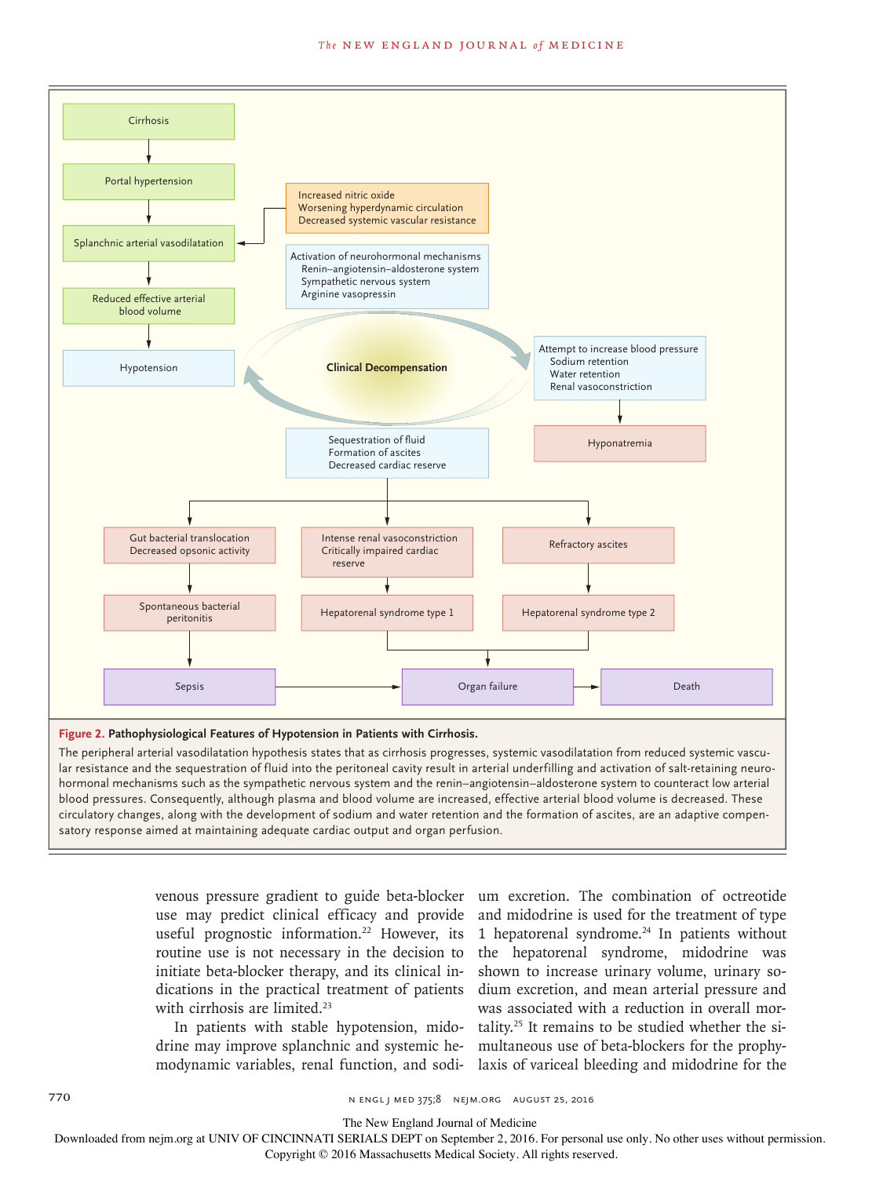Cirrhosis

Portal hypertension

Splanchnic arterial vasodilatation

Increased nitric oxide
Worsening hyperdynamic circulation
Decreased systemic vascular resistance

Activation of neurohormonal mechanisms
Renin–angiotensin–aldosterone system
Sympathetic nervous system
Arginine vasopressin

Reduced effective arterial blood volume

Hypotension

Clinical Decompensation

Attempt to increase blood pressure
Sodium retention
Water retention
Renal vasoconstriction

Hyponatremia

Sequestration of fluid
Formation of ascites
Decreased cardiac reserve

Gut bacterial translocation
Decreased opsonic activity

Intense renal vasoconstriction
Critically impaired cardiac reserve

Refractory ascites

Spontaneous bacterial peritonitis

Hepatorenal syndrome type 1

Hepatorenal syndrome type 2

Sepsis

Organ failure

Death

**Figure 2. Pathophysiological Features of Hypotension in Patients with Cirrhosis.**

The peripheral arterial vasodilatation hypothesis states that as cirrhosis progresses, systemic vasodilatation from reduced systemic vascular resistance and the sequestration of fluid into the peritoneal cavity result in arterial underfilling and activation of salt-retaining neurohormonal mechanisms such as the sympathetic nervous system and the renin–angiotensin–aldosterone system to counteract low arterial blood pressures. Consequently, although plasma and blood volume are increased, effective arterial blood volume is decreased. These circulatory changes, along with the development of sodium and water retention and the formation of ascites, are an adaptive compensatory response aimed at maintaining adequate cardiac output and organ perfusion.

venous pressure gradient to guide beta-blocker use may predict clinical efficacy and provide useful prognostic information.[22] However, its routine use is not necessary in the decision to initiate beta-blocker therapy, and its clinical indications in the practical treatment of patients with cirrhosis are limited.[23]

In patients with stable hypotension, midodrine may improve splanchnic and systemic hemodynamic variables, renal function, and sodium excretion. The combination of octreotide and midodrine is used for the treatment of type 1 hepatorenal syndrome.[24] In patients without the hepatorenal syndrome, midodrine was shown to increase urinary volume, urinary sodium excretion, and mean arterial pressure and was associated with a reduction in overall mortality.[25] It remains to be studied whether the simultaneous use of beta-blockers for the prophylaxis of variceal bleeding and midodrine for the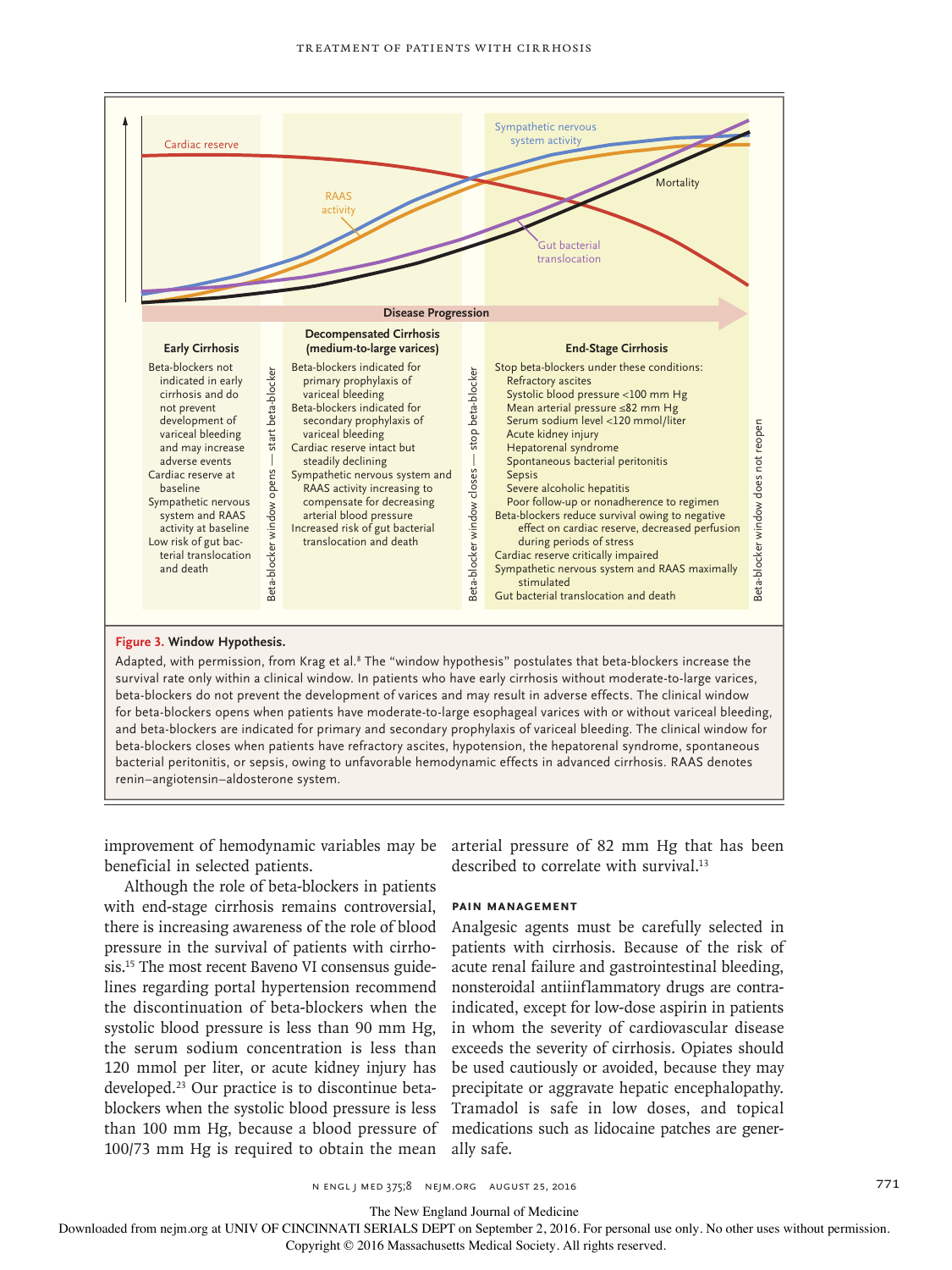Cardiac reserve

RAAS activity

Sympathetic nervous system activity

Mortality

Gut bacterial translocation

**Disease Progression**

**Early Cirrhosis**

- Beta-blockers not indicated in early cirrhosis and do not prevent development of variceal bleeding and may increase adverse events
- Cardiac reserve at baseline
- Sympathetic nervous system and RAAS activity at baseline
- Low risk of gut bacterial translocation and death

Beta-blocker window opens — start beta-blocker

**Decompensated Cirrhosis (medium-to-large varices)**

- Beta-blockers indicated for primary prophylaxis of variceal bleeding
- Beta-blockers indicated for secondary prophylaxis of variceal bleeding
- Cardiac reserve intact but steadily declining
- Sympathetic nervous system and RAAS activity increasing to compensate for decreasing arterial blood pressure
- Increased risk of gut bacterial translocation and death

Beta-blocker window closes — stop beta-blocker

**End-Stage Cirrhosis**

- Stop beta-blockers under these conditions:
  - Refractory ascites
  - Systolic blood pressure <100 mm Hg
  - Mean arterial pressure ≤82 mm Hg
  - Serum sodium level <120 mmol/liter
  - Acute kidney injury
  - Hepatorenal syndrome
  - Spontaneous bacterial peritonitis
  - Sepsis
  - Severe alcoholic hepatitis
  - Poor follow-up or nonadherence to regimen
- Beta-blockers reduce survival owing to negative effect on cardiac reserve, decreased perfusion during periods of stress
- Cardiac reserve critically impaired
- Sympathetic nervous system and RAAS maximally stimulated
- Gut bacterial translocation and death

Beta-blocker window does not reopen

**Figure 3. Window Hypothesis.**

Adapted, with permission, from Krag et al.[8] The "window hypothesis" postulates that beta-blockers increase the survival rate only within a clinical window. In patients who have early cirrhosis without moderate-to-large varices, beta-blockers do not prevent the development of varices and may result in adverse effects. The clinical window for beta-blockers opens when patients have moderate-to-large esophageal varices with or without variceal bleeding, and beta-blockers are indicated for primary and secondary prophylaxis of variceal bleeding. The clinical window for beta-blockers closes when patients have refractory ascites, hypotension, the hepatorenal syndrome, spontaneous bacterial peritonitis, or sepsis, owing to unfavorable hemodynamic effects in advanced cirrhosis. RAAS denotes renin–angiotensin–aldosterone system.

improvement of hemodynamic variables may be beneficial in selected patients.

Although the role of beta-blockers in patients with end-stage cirrhosis remains controversial, there is increasing awareness of the role of blood pressure in the survival of patients with cirrhosis.[15] The most recent Baveno VI consensus guidelines regarding portal hypertension recommend the discontinuation of beta-blockers when the systolic blood pressure is less than 90 mm Hg, the serum sodium concentration is less than 120 mmol per liter, or acute kidney injury has developed.[23] Our practice is to discontinue beta-blockers when the systolic blood pressure is less than 100 mm Hg, because a blood pressure of 100/73 mm Hg is required to obtain the mean arterial pressure of 82 mm Hg that has been described to correlate with survival.[13]

### Pain Management

Analgesic agents must be carefully selected in patients with cirrhosis. Because of the risk of acute renal failure and gastrointestinal bleeding, nonsteroidal antiinflammatory drugs are contraindicated, except for low-dose aspirin in patients in whom the severity of cardiovascular disease exceeds the severity of cirrhosis. Opiates should be used cautiously or avoided, because they may precipitate or aggravate hepatic encephalopathy. Tramadol is safe in low doses, and topical medications such as lidocaine patches are generally safe.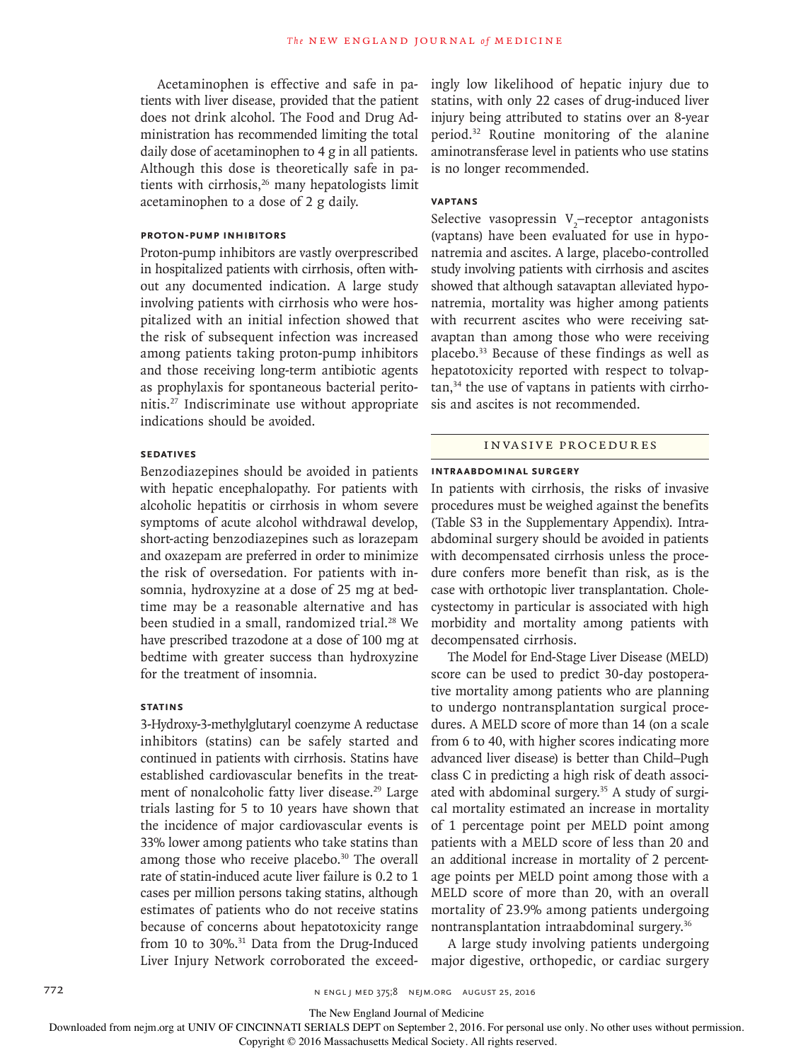Acetaminophen is effective and safe in patients with liver disease, provided that the patient does not drink alcohol. The Food and Drug Administration has recommended limiting the total daily dose of acetaminophen to 4 g in all patients. Although this dose is theoretically safe in patients with cirrhosis,[26] many hepatologists limit acetaminophen to a dose of 2 g daily.

#### PROTON-PUMP INHIBITORS

Proton-pump inhibitors are vastly overprescribed in hospitalized patients with cirrhosis, often without any documented indication. A large study involving patients with cirrhosis who were hospitalized with an initial infection showed that the risk of subsequent infection was increased among patients taking proton-pump inhibitors and those receiving long-term antibiotic agents as prophylaxis for spontaneous bacterial peritonitis.[27] Indiscriminate use without appropriate indications should be avoided.

#### SEDATIVES

Benzodiazepines should be avoided in patients with hepatic encephalopathy. For patients with alcoholic hepatitis or cirrhosis in whom severe symptoms of acute alcohol withdrawal develop, short-acting benzodiazepines such as lorazepam and oxazepam are preferred in order to minimize the risk of oversedation. For patients with insomnia, hydroxyzine at a dose of 25 mg at bedtime may be a reasonable alternative and has been studied in a small, randomized trial.[28] We have prescribed trazodone at a dose of 100 mg at bedtime with greater success than hydroxyzine for the treatment of insomnia.

#### STATINS

3-Hydroxy-3-methylglutaryl coenzyme A reductase inhibitors (statins) can be safely started and continued in patients with cirrhosis. Statins have established cardiovascular benefits in the treatment of nonalcoholic fatty liver disease.[29] Large trials lasting for 5 to 10 years have shown that the incidence of major cardiovascular events is 33% lower among patients who take statins than among those who receive placebo.[30] The overall rate of statin-induced acute liver failure is 0.2 to 1 cases per million persons taking statins, although estimates of patients who do not receive statins because of concerns about hepatotoxicity range from 10 to 30%.[31] Data from the Drug-Induced Liver Injury Network corroborated the exceedingly low likelihood of hepatic injury due to statins, with only 22 cases of drug-induced liver injury being attributed to statins over an 8-year period.[32] Routine monitoring of the alanine aminotransferase level in patients who use statins is no longer recommended.

#### VAPTANS

Selective vasopressin $V_2$–receptor antagonists (vaptans) have been evaluated for use in hyponatremia and ascites. A large, placebo-controlled study involving patients with cirrhosis and ascites showed that although satavaptan alleviated hyponatremia, mortality was higher among patients with recurrent ascites who were receiving satavaptan than among those who were receiving placebo.[33] Because of these findings as well as hepatotoxicity reported with respect to tolvaptan,[34] the use of vaptans in patients with cirrhosis and ascites is not recommended.

## INVASIVE PROCEDURES

#### INTRAABDOMINAL SURGERY

In patients with cirrhosis, the risks of invasive procedures must be weighed against the benefits (Table S3 in the Supplementary Appendix). Intraabdominal surgery should be avoided in patients with decompensated cirrhosis unless the procedure confers more benefit than risk, as is the case with orthotopic liver transplantation. Cholecystectomy in particular is associated with high morbidity and mortality among patients with decompensated cirrhosis.

The Model for End-Stage Liver Disease (MELD) score can be used to predict 30-day postoperative mortality among patients who are planning to undergo nontransplantation surgical procedures. A MELD score of more than 14 (on a scale from 6 to 40, with higher scores indicating more advanced liver disease) is better than Child–Pugh class C in predicting a high risk of death associated with abdominal surgery.[35] A study of surgical mortality estimated an increase in mortality of 1 percentage point per MELD point among patients with a MELD score of less than 20 and an additional increase in mortality of 2 percentage points per MELD point among those with a MELD score of more than 20, with an overall mortality of 23.9% among patients undergoing nontransplantation intraabdominal surgery.[36]

A large study involving patients undergoing major digestive, orthopedic, or cardiac surgery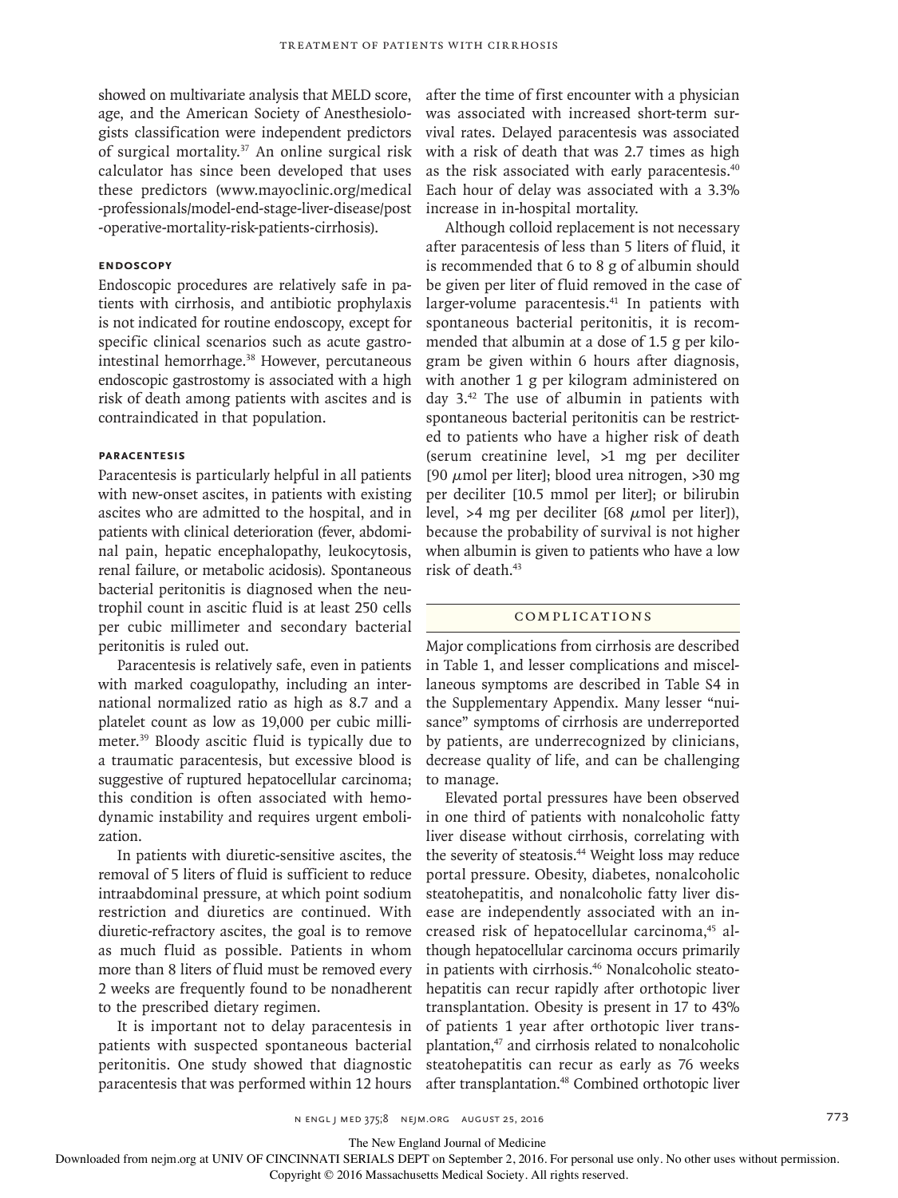showed on multivariate analysis that MELD score, age, and the American Society of Anesthesiologists classification were independent predictors of surgical mortality.[37] An online surgical risk calculator has since been developed that uses these predictors (www.mayoclinic.org/medical-professionals/model-end-stage-liver-disease/post-operative-mortality-risk-patients-cirrhosis).

### Endoscopy

Endoscopic procedures are relatively safe in patients with cirrhosis, and antibiotic prophylaxis is not indicated for routine endoscopy, except for specific clinical scenarios such as acute gastrointestinal hemorrhage.[38] However, percutaneous endoscopic gastrostomy is associated with a high risk of death among patients with ascites and is contraindicated in that population.

### Paracentesis

Paracentesis is particularly helpful in all patients with new-onset ascites, in patients with existing ascites who are admitted to the hospital, and in patients with clinical deterioration (fever, abdominal pain, hepatic encephalopathy, leukocytosis, renal failure, or metabolic acidosis). Spontaneous bacterial peritonitis is diagnosed when the neutrophil count in ascitic fluid is at least 250 cells per cubic millimeter and secondary bacterial peritonitis is ruled out.

Paracentesis is relatively safe, even in patients with marked coagulopathy, including an international normalized ratio as high as 8.7 and a platelet count as low as 19,000 per cubic millimeter.[39] Bloody ascitic fluid is typically due to a traumatic paracentesis, but excessive blood is suggestive of ruptured hepatocellular carcinoma; this condition is often associated with hemodynamic instability and requires urgent embolization.

In patients with diuretic-sensitive ascites, the removal of 5 liters of fluid is sufficient to reduce intraabdominal pressure, at which point sodium restriction and diuretics are continued. With diuretic-refractory ascites, the goal is to remove as much fluid as possible. Patients in whom more than 8 liters of fluid must be removed every 2 weeks are frequently found to be nonadherent to the prescribed dietary regimen.

It is important not to delay paracentesis in patients with suspected spontaneous bacterial peritonitis. One study showed that diagnostic paracentesis that was performed within 12 hours after the time of first encounter with a physician was associated with increased short-term survival rates. Delayed paracentesis was associated with a risk of death that was 2.7 times as high as the risk associated with early paracentesis.[40] Each hour of delay was associated with a 3.3% increase in in-hospital mortality.

Although colloid replacement is not necessary after paracentesis of less than 5 liters of fluid, it is recommended that 6 to 8 g of albumin should be given per liter of fluid removed in the case of larger-volume paracentesis.[41] In patients with spontaneous bacterial peritonitis, it is recommended that albumin at a dose of 1.5 g per kilogram be given within 6 hours after diagnosis, with another 1 g per kilogram administered on day 3.[42] The use of albumin in patients with spontaneous bacterial peritonitis can be restricted to patients who have a higher risk of death (serum creatinine level, >1 mg per deciliter [90 μmol per liter]; blood urea nitrogen, >30 mg per deciliter [10.5 mmol per liter]; or bilirubin level, >4 mg per deciliter [68 μmol per liter]), because the probability of survival is not higher when albumin is given to patients who have a low risk of death.[43]

## Complications

Major complications from cirrhosis are described in Table 1, and lesser complications and miscellaneous symptoms are described in Table S4 in the Supplementary Appendix. Many lesser "nuisance" symptoms of cirrhosis are underreported by patients, are underrecognized by clinicians, decrease quality of life, and can be challenging to manage.

Elevated portal pressures have been observed in one third of patients with nonalcoholic fatty liver disease without cirrhosis, correlating with the severity of steatosis.[44] Weight loss may reduce portal pressure. Obesity, diabetes, nonalcoholic steatohepatitis, and nonalcoholic fatty liver disease are independently associated with an increased risk of hepatocellular carcinoma,[45] although hepatocellular carcinoma occurs primarily in patients with cirrhosis.[46] Nonalcoholic steatohepatitis can recur rapidly after orthotopic liver transplantation. Obesity is present in 17 to 43% of patients 1 year after orthotopic liver transplantation,[47] and cirrhosis related to nonalcoholic steatohepatitis can recur as early as 76 weeks after transplantation.[48] Combined orthotopic liver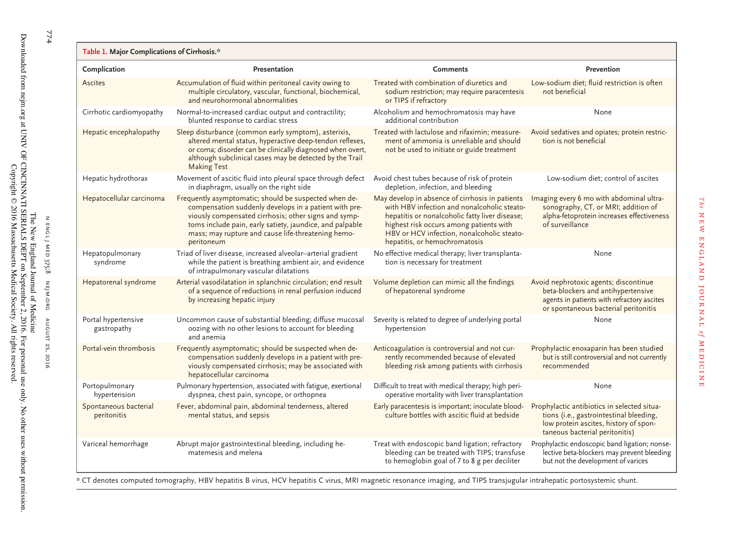**Table 1. Major Complications of Cirrhosis.***

| Complication | Presentation | Comments | Prevention |
| --- | --- | --- | --- |
| Ascites | Accumulation of fluid within peritoneal cavity owing to multiple circulatory, vascular, functional, biochemical, and neurohormonal abnormalities | Treated with combination of diuretics and sodium restriction; may require paracentesis or TIPS if refractory | Low-sodium diet; fluid restriction is often not beneficial |
| Cirrhotic cardiomyopathy | Normal-to-increased cardiac output and contractility; blunted response to cardiac stress | Alcoholism and hemochromatosis may have additional contribution | None |
| Hepatic encephalopathy | Sleep disturbance (common early symptom), asterixis, altered mental status, hyperactive deep-tendon reflexes, or coma; disorder can be clinically diagnosed when overt, although subclinical cases may be detected by the Trail Making Test | Treated with lactulose and rifaximin; measurement of ammonia is unreliable and should not be used to initiate or guide treatment | Avoid sedatives and opiates; protein restriction is not beneficial |
| Hepatic hydrothorax | Movement of ascitic fluid into pleural space through defect in diaphragm, usually on the right side | Avoid chest tubes because of risk of protein depletion, infection, and bleeding | Low-sodium diet; control of ascites |
| Hepatocellular carcinoma | Frequently asymptomatic; should be suspected when decompensation suddenly develops in a patient with previously compensated cirrhosis; other signs and symptoms include pain, early satiety, jaundice, and palpable mass; may rupture and cause life-threatening hemoperitoneum | May develop in absence of cirrhosis in patients with HBV infection and nonalcoholic steatohepatitis or nonalcoholic fatty liver disease; highest risk occurs among patients with HBV or HCV infection, nonalcoholic steatohepatitis, or hemochromatosis | Imaging every 6 mo with abdominal ultrasonography, CT, or MRI; addition of alpha-fetoprotein increases effectiveness of surveillance |
| Hepatopulmonary syndrome | Triad of liver disease, increased alveolar–arterial gradient while the patient is breathing ambient air, and evidence of intrapulmonary vascular dilatations | No effective medical therapy; liver transplantation is necessary for treatment | None |
| Hepatorenal syndrome | Arterial vasodilatation in splanchnic circulation; end result of a sequence of reductions in renal perfusion induced by increasing hepatic injury | Volume depletion can mimic all the findings of hepatorenal syndrome | Avoid nephrotoxic agents; discontinue beta-blockers and antihypertensive agents in patients with refractory ascites or spontaneous bacterial peritonitis |
| Portal hypertensive gastropathy | Uncommon cause of substantial bleeding; diffuse mucosal oozing with no other lesions to account for bleeding and anemia | Severity is related to degree of underlying portal hypertension | None |
| Portal-vein thrombosis | Frequently asymptomatic; should be suspected when decompensation suddenly develops in a patient with previously compensated cirrhosis; may be associated with hepatocellular carcinoma | Anticoagulation is controversial and not currently recommended because of elevated bleeding risk among patients with cirrhosis | Prophylactic enoxaparin has been studied but is still controversial and not currently recommended |
| Portopulmonary hypertension | Pulmonary hypertension, associated with fatigue, exertional dyspnea, chest pain, syncope, or orthopnea | Difficult to treat with medical therapy; high perioperative mortality with liver transplantation | None |
| Spontaneous bacterial peritonitis | Fever, abdominal pain, abdominal tenderness, altered mental status, and sepsis | Early paracentesis is important; inoculate blood-culture bottles with ascitic fluid at bedside | Prophylactic antibiotics in selected situations (i.e., gastrointestinal bleeding, low protein ascites, history of spontaneous bacterial peritonitis) |
| Variceal hemorrhage | Abrupt major gastrointestinal bleeding, including hematemesis and melena | Treat with endoscopic band ligation; refractory bleeding can be treated with TIPS; transfuse to hemoglobin goal of 7 to 8 g per deciliter | Prophylactic endoscopic band ligation; nonselective beta-blockers may prevent bleeding but not the development of varices |

* CT denotes computed tomography, HBV hepatitis B virus, HCV hepatitis C virus, MRI magnetic resonance imaging, and TIPS transjugular intrahepatic portosystemic shunt.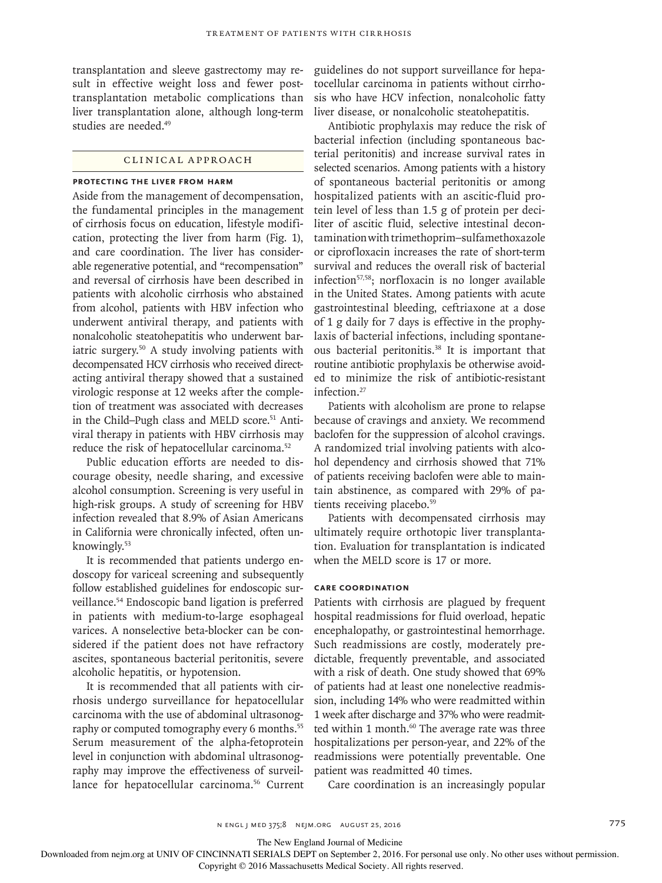transplantation and sleeve gastrectomy may result in effective weight loss and fewer post-transplantation metabolic complications than liver transplantation alone, although long-term studies are needed.[49]

## CLINICAL APPROACH

### PROTECTING THE LIVER FROM HARM

Aside from the management of decompensation, the fundamental principles in the management of cirrhosis focus on education, lifestyle modification, protecting the liver from harm (Fig. 1), and care coordination. The liver has considerable regenerative potential, and "recompensation" and reversal of cirrhosis have been described in patients with alcoholic cirrhosis who abstained from alcohol, patients with HBV infection who underwent antiviral therapy, and patients with nonalcoholic steatohepatitis who underwent bariatric surgery.[50] A study involving patients with decompensated HCV cirrhosis who received direct-acting antiviral therapy showed that a sustained virologic response at 12 weeks after the completion of treatment was associated with decreases in the Child–Pugh class and MELD score.[51] Antiviral therapy in patients with HBV cirrhosis may reduce the risk of hepatocellular carcinoma.[52]

Public education efforts are needed to discourage obesity, needle sharing, and excessive alcohol consumption. Screening is very useful in high-risk groups. A study of screening for HBV infection revealed that 8.9% of Asian Americans in California were chronically infected, often unknowingly.[53]

It is recommended that patients undergo endoscopy for variceal screening and subsequently follow established guidelines for endoscopic surveillance.[54] Endoscopic band ligation is preferred in patients with medium-to-large esophageal varices. A nonselective beta-blocker can be considered if the patient does not have refractory ascites, spontaneous bacterial peritonitis, severe alcoholic hepatitis, or hypotension.

It is recommended that all patients with cirrhosis undergo surveillance for hepatocellular carcinoma with the use of abdominal ultrasonography or computed tomography every 6 months.[55] Serum measurement of the alpha-fetoprotein level in conjunction with abdominal ultrasonography may improve the effectiveness of surveillance for hepatocellular carcinoma.[56] Current guidelines do not support surveillance for hepatocellular carcinoma in patients without cirrhosis who have HCV infection, nonalcoholic fatty liver disease, or nonalcoholic steatohepatitis.

Antibiotic prophylaxis may reduce the risk of bacterial infection (including spontaneous bacterial peritonitis) and increase survival rates in selected scenarios. Among patients with a history of spontaneous bacterial peritonitis or among hospitalized patients with an ascitic-fluid protein level of less than 1.5 g of protein per deciliter of ascitic fluid, selective intestinal decontamination with trimethoprim–sulfamethoxazole or ciprofloxacin increases the rate of short-term survival and reduces the overall risk of bacterial infection[57,58]; norfloxacin is no longer available in the United States. Among patients with acute gastrointestinal bleeding, ceftriaxone at a dose of 1 g daily for 7 days is effective in the prophylaxis of bacterial infections, including spontaneous bacterial peritonitis.[38] It is important that routine antibiotic prophylaxis be otherwise avoided to minimize the risk of antibiotic-resistant infection.[27]

Patients with alcoholism are prone to relapse because of cravings and anxiety. We recommend baclofen for the suppression of alcohol cravings. A randomized trial involving patients with alcohol dependency and cirrhosis showed that 71% of patients receiving baclofen were able to maintain abstinence, as compared with 29% of patients receiving placebo.[59]

Patients with decompensated cirrhosis may ultimately require orthotopic liver transplantation. Evaluation for transplantation is indicated when the MELD score is 17 or more.

### CARE COORDINATION

Patients with cirrhosis are plagued by frequent hospital readmissions for fluid overload, hepatic encephalopathy, or gastrointestinal hemorrhage. Such readmissions are costly, moderately predictable, frequently preventable, and associated with a risk of death. One study showed that 69% of patients had at least one nonelective readmission, including 14% who were readmitted within 1 week after discharge and 37% who were readmitted within 1 month.[60] The average rate was three hospitalizations per person-year, and 22% of the readmissions were potentially preventable. One patient was readmitted 40 times.

Care coordination is an increasingly popular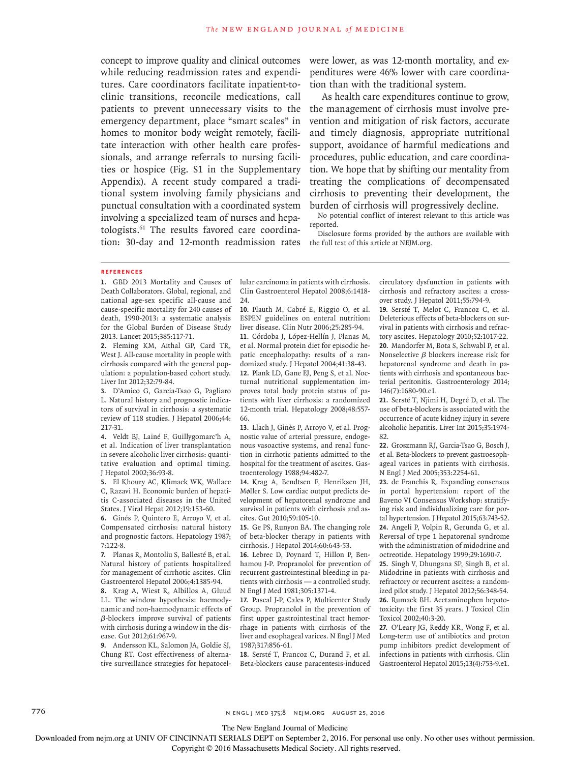concept to improve quality and clinical outcomes while reducing readmission rates and expenditures. Care coordinators facilitate inpatient-to-clinic transitions, reconcile medications, call patients to prevent unnecessary visits to the emergency department, place "smart scales" in homes to monitor body weight remotely, facilitate interaction with other health care professionals, and arrange referrals to nursing facilities or hospice (Fig. S1 in the Supplementary Appendix). A recent study compared a traditional system involving family physicians and punctual consultation with a coordinated system involving a specialized team of nurses and hepatologists.[61] The results favored care coordination: 30-day and 12-month readmission rates were lower, as was 12-month mortality, and expenditures were 46% lower with care coordination than with the traditional system.

As health care expenditures continue to grow, the management of cirrhosis must involve prevention and mitigation of risk factors, accurate and timely diagnosis, appropriate nutritional support, avoidance of harmful medications and procedures, public education, and care coordination. We hope that by shifting our mentality from treating the complications of decompensated cirrhosis to preventing their development, the burden of cirrhosis will progressively decline.

No potential conflict of interest relevant to this article was reported.

Disclosure forms provided by the authors are available with the full text of this article at NEJM.org.

## References

1. GBD 2013 Mortality and Causes of Death Collaborators. Global, regional, and national age-sex specific all-cause and cause-specific mortality for 240 causes of death, 1990-2013: a systematic analysis for the Global Burden of Disease Study 2013. Lancet 2015;385:117-71.
2. Fleming KM, Aithal GP, Card TR, West J. All-cause mortality in people with cirrhosis compared with the general population: a population-based cohort study. Liver Int 2012;32:79-84.
3. D'Amico G, Garcia-Tsao G, Pagliaro L. Natural history and prognostic indicators of survival in cirrhosis: a systematic review of 118 studies. J Hepatol 2006;44:217-31.
4. Veldt BJ, Lainé F, Guillygomarc'h A, et al. Indication of liver transplantation in severe alcoholic liver cirrhosis: quantitative evaluation and optimal timing. J Hepatol 2002;36:93-8.
5. El Khoury AC, Klimack WK, Wallace C, Razavi H. Economic burden of hepatitis C-associated diseases in the United States. J Viral Hepat 2012;19:153-60.
6. Ginés P, Quintero E, Arroyo V, et al. Compensated cirrhosis: natural history and prognostic factors. Hepatology 1987;7:122-8.
7. Planas R, Montoliu S, Ballesté B, et al. Natural history of patients hospitalized for management of cirrhotic ascites. Clin Gastroenterol Hepatol 2006;4:1385-94.
8. Krag A, Wiest R, Albillos A, Gluud LL. The window hypothesis: haemodynamic and non-haemodynamic effects of β-blockers improve survival of patients with cirrhosis during a window in the disease. Gut 2012;61:967-9.
9. Andersson KL, Salomon JA, Goldie SJ, Chung RT. Cost effectiveness of alternative surveillance strategies for hepatocellular carcinoma in patients with cirrhosis. Clin Gastroenterol Hepatol 2008;6:1418-24.
10. Plauth M, Cabré E, Riggio O, et al. ESPEN guidelines on enteral nutrition: liver disease. Clin Nutr 2006;25:285-94.
11. Córdoba J, López-Hellín J, Planas M, et al. Normal protein diet for episodic hepatic encephalopathy: results of a randomized study. J Hepatol 2004;41:38-43.
12. Plank LD, Gane EJ, Peng S, et al. Nocturnal nutritional supplementation improves total body protein status of patients with liver cirrhosis: a randomized 12-month trial. Hepatology 2008;48:557-66.
13. Llach J, Ginès P, Arroyo V, et al. Prognostic value of arterial pressure, endogenous vasoactive systems, and renal function in cirrhotic patients admitted to the hospital for the treatment of ascites. Gastroenterology 1988;94:482-7.
14. Krag A, Bendtsen F, Henriksen JH, Møller S. Low cardiac output predicts development of hepatorenal syndrome and survival in patients with cirrhosis and ascites. Gut 2010;59:105-10.
15. Ge PS, Runyon BA. The changing role of beta-blocker therapy in patients with cirrhosis. J Hepatol 2014;60:643-53.
16. Lebrec D, Poynard T, Hillon P, Benhamou J-P. Propranolol for prevention of recurrent gastrointestinal bleeding in patients with cirrhosis — a controlled study. N Engl J Med 1981;305:1371-4.
17. Pascal J-P, Cales P, Multicenter Study Group. Propranolol in the prevention of first upper gastrointestinal tract hemorrhage in patients with cirrhosis of the liver and esophageal varices. N Engl J Med 1987;317:856-61.
18. Sersté T, Francoz C, Durand F, et al. Beta-blockers cause paracentesis-induced circulatory dysfunction in patients with cirrhosis and refractory ascites: a cross-over study. J Hepatol 2011;55:794-9.
19. Sersté T, Melot C, Francoz C, et al. Deleterious effects of beta-blockers on survival in patients with cirrhosis and refractory ascites. Hepatology 2010;52:1017-22.
20. Mandorfer M, Bota S, Schwabl P, et al. Nonselective β blockers increase risk for hepatorenal syndrome and death in patients with cirrhosis and spontaneous bacterial peritonitis. Gastroenterology 2014;146(7):1680-90.e1.
21. Sersté T, Njimi H, Degré D, et al. The use of beta-blockers is associated with the occurrence of acute kidney injury in severe alcoholic hepatitis. Liver Int 2015;35:1974-82.
22. Groszmann RJ, Garcia-Tsao G, Bosch J, et al. Beta-blockers to prevent gastroesophageal varices in patients with cirrhosis. N Engl J Med 2005;353:2254-61.
23. de Franchis R. Expanding consensus in portal hypertension: report of the Baveno VI Consensus Workshop: stratifying risk and individualizing care for portal hypertension. J Hepatol 2015;63:743-52.
24. Angeli P, Volpin R, Gerunda G, et al. Reversal of type 1 hepatorenal syndrome with the administration of midodrine and octreotide. Hepatology 1999;29:1690-7.
25. Singh V, Dhungana SP, Singh B, et al. Midodrine in patients with cirrhosis and refractory or recurrent ascites: a randomized pilot study. J Hepatol 2012;56:348-54.
26. Rumack BH. Acetaminophen hepatotoxicity: the first 35 years. J Toxicol Clin Toxicol 2002;40:3-20.
27. O'Leary JG, Reddy KR, Wong F, et al. Long-term use of antibiotics and proton pump inhibitors predict development of infections in patients with cirrhosis. Clin Gastroenterol Hepatol 2015;13(4):753-9.e1.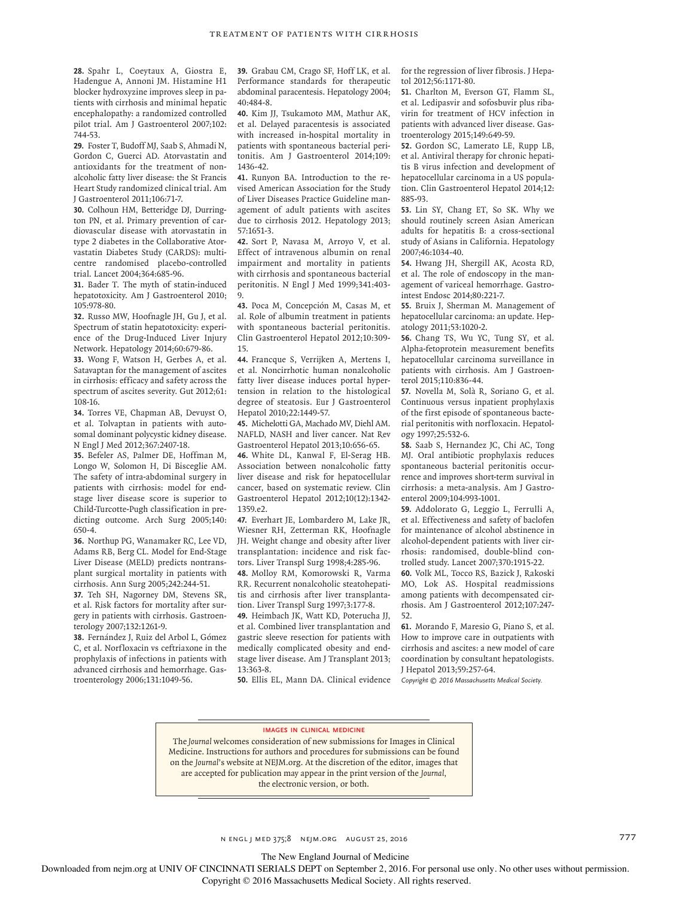28. Spahr L, Coeytaux A, Giostra E, Hadengue A, Annoni JM. Histamine H1 blocker hydroxyzine improves sleep in patients with cirrhosis and minimal hepatic encephalopathy: a randomized controlled pilot trial. Am J Gastroenterol 2007;102:744-53.

29. Foster T, Budoff MJ, Saab S, Ahmadi N, Gordon C, Guerci AD. Atorvastatin and antioxidants for the treatment of nonalcoholic fatty liver disease: the St Francis Heart Study randomized clinical trial. Am J Gastroenterol 2011;106:71-7.

30. Colhoun HM, Betteridge DJ, Durrington PN, et al. Primary prevention of cardiovascular disease with atorvastatin in type 2 diabetes in the Collaborative Atorvastatin Diabetes Study (CARDS): multicentre randomised placebo-controlled trial. Lancet 2004;364:685-96.

31. Bader T. The myth of statin-induced hepatotoxicity. Am J Gastroenterol 2010;105:978-80.

32. Russo MW, Hoofnagle JH, Gu J, et al. Spectrum of statin hepatotoxicity: experience of the Drug-Induced Liver Injury Network. Hepatology 2014;60:679-86.

33. Wong F, Watson H, Gerbes A, et al. Satavaptan for the management of ascites in cirrhosis: efficacy and safety across the spectrum of ascites severity. Gut 2012;61:108-16.

34. Torres VE, Chapman AB, Devuyst O, et al. Tolvaptan in patients with autosomal dominant polycystic kidney disease. N Engl J Med 2012;367:2407-18.

35. Befeler AS, Palmer DE, Hoffman M, Longo W, Solomon H, Di Bisceglie AM. The safety of intra-abdominal surgery in patients with cirrhosis: model for end-stage liver disease score is superior to Child-Turcotte-Pugh classification in predicting outcome. Arch Surg 2005;140:650-4.

36. Northup PG, Wanamaker RC, Lee VD, Adams RB, Berg CL. Model for End-Stage Liver Disease (MELD) predicts nontransplant surgical mortality in patients with cirrhosis. Ann Surg 2005;242:244-51.

37. Teh SH, Nagorney DM, Stevens SR, et al. Risk factors for mortality after surgery in patients with cirrhosis. Gastroenterology 2007;132:1261-9.

38. Fernández J, Ruiz del Arbol L, Gómez C, et al. Norfloxacin vs ceftriaxone in the prophylaxis of infections in patients with advanced cirrhosis and hemorrhage. Gastroenterology 2006;131:1049-56.

39. Grabau CM, Crago SF, Hoff LK, et al. Performance standards for therapeutic abdominal paracentesis. Hepatology 2004;40:484-8.

40. Kim JJ, Tsukamoto MM, Mathur AK, et al. Delayed paracentesis is associated with increased in-hospital mortality in patients with spontaneous bacterial peritonitis. Am J Gastroenterol 2014;109:1436-42.

41. Runyon BA. Introduction to the revised American Association for the Study of Liver Diseases Practice Guideline management of adult patients with ascites due to cirrhosis 2012. Hepatology 2013;57:1651-3.

42. Sort P, Navasa M, Arroyo V, et al. Effect of intravenous albumin on renal impairment and mortality in patients with cirrhosis and spontaneous bacterial peritonitis. N Engl J Med 1999;341:403-9.

43. Poca M, Concepción M, Casas M, et al. Role of albumin treatment in patients with spontaneous bacterial peritonitis. Clin Gastroenterol Hepatol 2012;10:309-15.

44. Francque S, Verrijken A, Mertens I, et al. Noncirrhotic human nonalcoholic fatty liver disease induces portal hypertension in relation to the histological degree of steatosis. Eur J Gastroenterol Hepatol 2010;22:1449-57.

45. Michelotti GA, Machado MV, Diehl AM. NAFLD, NASH and liver cancer. Nat Rev Gastroenterol Hepatol 2013;10:656-65.

46. White DL, Kanwal F, El-Serag HB. Association between nonalcoholic fatty liver disease and risk for hepatocellular cancer, based on systematic review. Clin Gastroenterol Hepatol 2012;10(12):1342-1359.e2.

47. Everhart JE, Lombardero M, Lake JR, Wiesner RH, Zetterman RK, Hoofnagle JH. Weight change and obesity after liver transplantation: incidence and risk factors. Liver Transpl Surg 1998;4:285-96.

48. Molloy RM, Komorowski R, Varma RR. Recurrent nonalcoholic steatohepatitis and cirrhosis after liver transplantation. Liver Transpl Surg 1997;3:177-8.

49. Heimbach JK, Watt KD, Poterucha JJ, et al. Combined liver transplantation and gastric sleeve resection for patients with medically complicated obesity and end-stage liver disease. Am J Transplant 2013;13:363-8.

50. Ellis EL, Mann DA. Clinical evidence for the regression of liver fibrosis. J Hepatol 2012;56:1171-80.

51. Charlton M, Everson GT, Flamm SL, et al. Ledipasvir and sofosbuvir plus ribavirin for treatment of HCV infection in patients with advanced liver disease. Gastroenterology 2015;149:649-59.

52. Gordon SC, Lamerato LE, Rupp LB, et al. Antiviral therapy for chronic hepatitis B virus infection and development of hepatocellular carcinoma in a US population. Clin Gastroenterol Hepatol 2014;12:885-93.

53. Lin SY, Chang ET, So SK. Why we should routinely screen Asian American adults for hepatitis B: a cross-sectional study of Asians in California. Hepatology 2007;46:1034-40.

54. Hwang JH, Shergill AK, Acosta RD, et al. The role of endoscopy in the management of variceal hemorrhage. Gastrointest Endosc 2014;80:221-7.

55. Bruix J, Sherman M. Management of hepatocellular carcinoma: an update. Hepatology 2011;53:1020-2.

56. Chang TS, Wu YC, Tung SY, et al. Alpha-fetoprotein measurement benefits hepatocellular carcinoma surveillance in patients with cirrhosis. Am J Gastroenterol 2015;110:836-44.

57. Novella M, Solà R, Soriano G, et al. Continuous versus inpatient prophylaxis of the first episode of spontaneous bacterial peritonitis with norfloxacin. Hepatology 1997;25:532-6.

58. Saab S, Hernandez JC, Chi AC, Tong MJ. Oral antibiotic prophylaxis reduces spontaneous bacterial peritonitis occurrence and improves short-term survival in cirrhosis: a meta-analysis. Am J Gastroenterol 2009;104:993-1001.

59. Addolorato G, Leggio L, Ferrulli A, et al. Effectiveness and safety of baclofen for maintenance of alcohol abstinence in alcohol-dependent patients with liver cirrhosis: randomised, double-blind controlled study. Lancet 2007;370:1915-22.

60. Volk ML, Tocco RS, Bazick J, Rakoski MO, Lok AS. Hospital readmissions among patients with decompensated cirrhosis. Am J Gastroenterol 2012;107:247-52.

61. Morando F, Maresio G, Piano S, et al. How to improve care in outpatients with cirrhosis and ascites: a new model of care coordination by consultant hepatologists. J Hepatol 2013;59:257-64.

*Copyright © 2016 Massachusetts Medical Society.*

**IMAGES IN CLINICAL MEDICINE**

The *Journal* welcomes consideration of new submissions for Images in Clinical Medicine. Instructions for authors and procedures for submissions can be found on the *Journal*'s website at NEJM.org. At the discretion of the editor, images that are accepted for publication may appear in the print version of the *Journal*, the electronic version, or both.